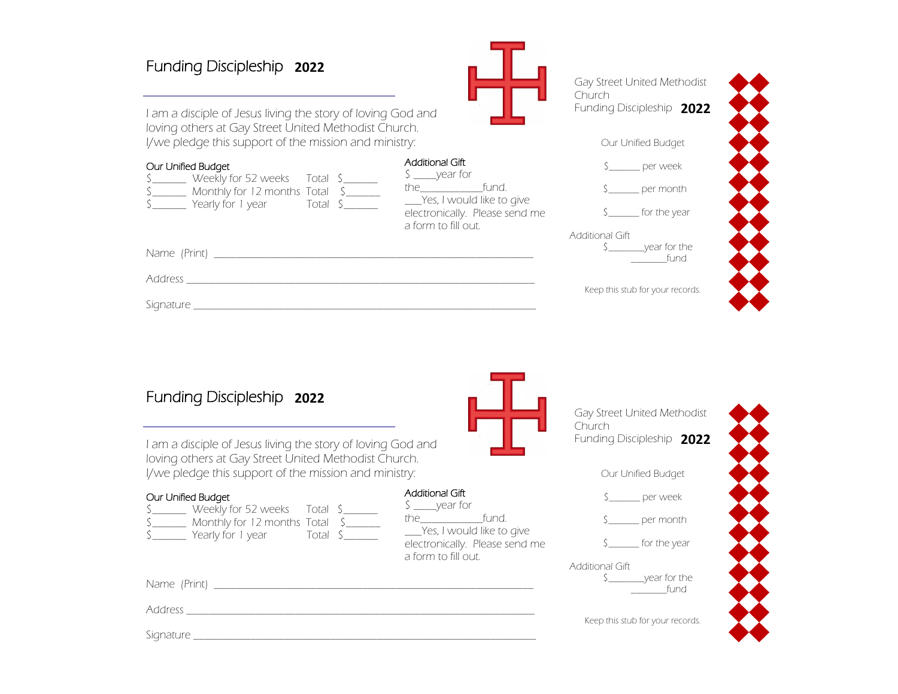## Funding Discipleship **2022**

I am a disciple of Jesus living the story of loving God and loving others at Gay Street United Methodist Church. I/we pledge this support of the mission and ministry:

Our Unified Budget

$______ Weekly for 52 weeks Total $______
$______ Monthly for 12 months Total $______
$______ Yearly for 1 year Total $______

Additional Gift
$ ____year for the____________fund.
___Yes, I would like to give electronically. Please send me a form to fill out.

Name (Print) ____________________________________________________________

Address ________________________________________________________________

Signature ______________________________________________________________

Gay Street United Methodist Church
Funding Discipleship **2022**

Our Unified Budget

$______ per week

$______ per month

$______ for the year

Additional Gift
$_______year for the _______fund

Keep this stub for your records.

## Funding Discipleship **2022**

I am a disciple of Jesus living the story of loving God and loving others at Gay Street United Methodist Church. I/we pledge this support of the mission and ministry:

Our Unified Budget

$______ Weekly for 52 weeks Total $______
$______ Monthly for 12 months Total $______
$______ Yearly for 1 year Total $______

Additional Gift
$ ____year for the____________fund.
___Yes, I would like to give electronically. Please send me a form to fill out.

Name (Print) ____________________________________________________________

Address ________________________________________________________________

Signature ______________________________________________________________

Gay Street United Methodist Church
Funding Discipleship **2022**

Our Unified Budget

$______ per week

$______ per month

$______ for the year

Additional Gift
$_______year for the _______fund

Keep this stub for your records.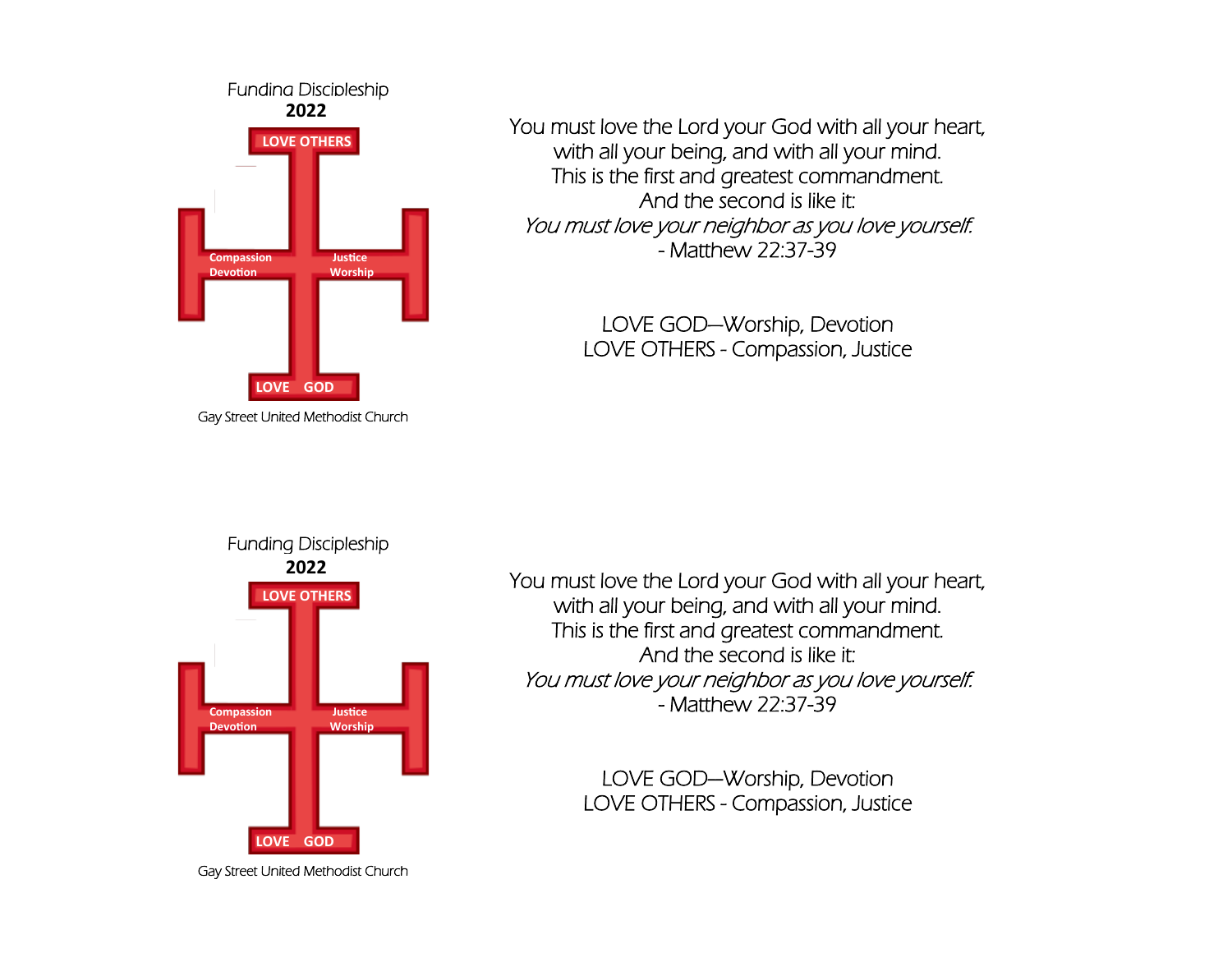Funding Discipleship

**2022**

LOVE OTHERS

Compassion
Devotion

Justice
Worship

LOVE GOD

Gay Street United Methodist Church

You must love the Lord your God with all your heart,
with all your being, and with all your mind.
This is the first and greatest commandment.
And the second is like it:
*You must love your neighbor as you love yourself.*
- Matthew 22:37-39

LOVE GOD—Worship, Devotion
LOVE OTHERS - Compassion, Justice

Funding Discipleship

**2022**

LOVE OTHERS

Compassion
Devotion

Justice
Worship

LOVE GOD

Gay Street United Methodist Church

You must love the Lord your God with all your heart,
with all your being, and with all your mind.
This is the first and greatest commandment.
And the second is like it:
*You must love your neighbor as you love yourself.*
- Matthew 22:37-39

LOVE GOD—Worship, Devotion
LOVE OTHERS - Compassion, Justice